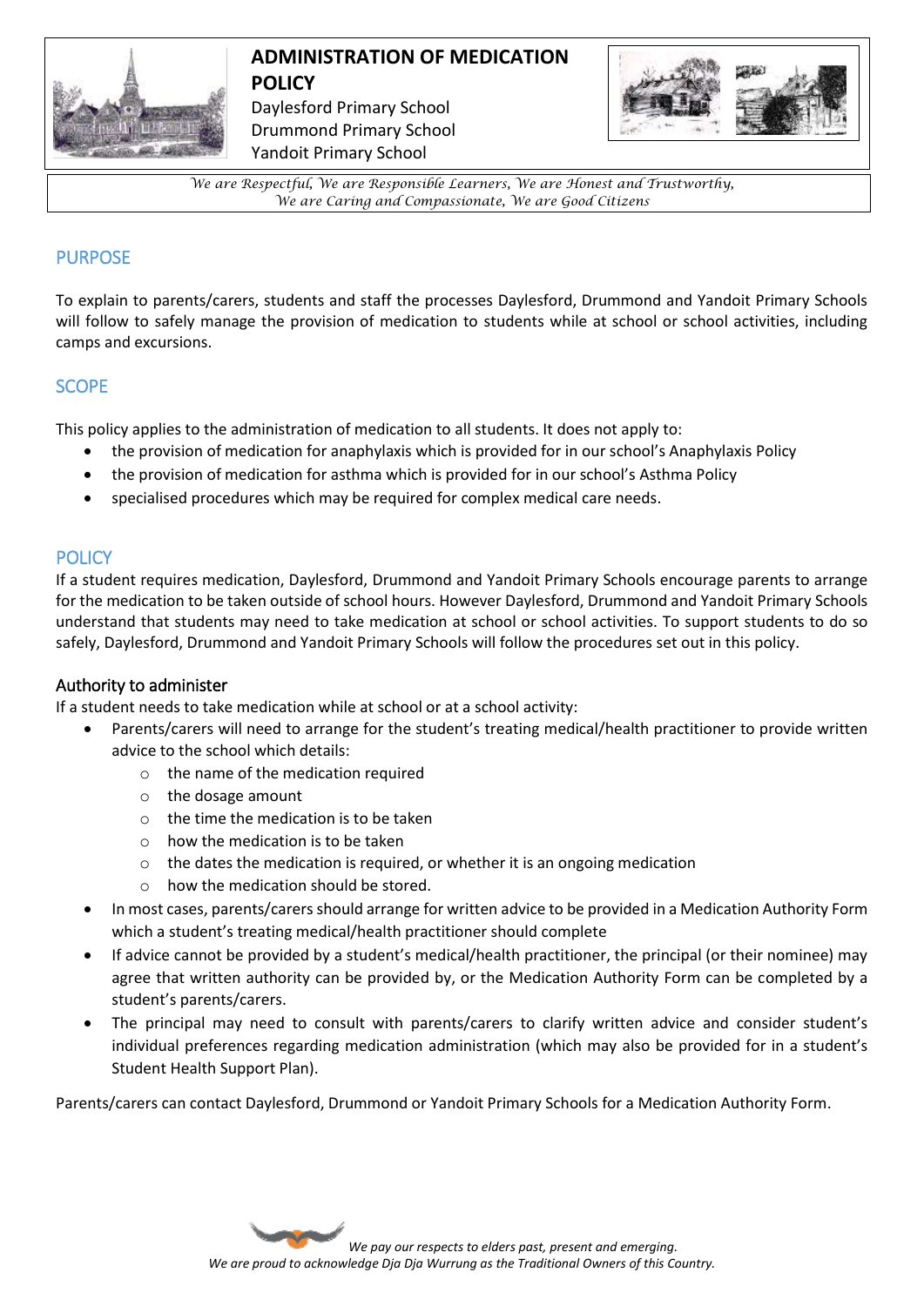# ADMINISTRATION OF MEDICATION POLICY

Daylesford Primary School
Drummond Primary School
Yandoit Primary School

*We are Respectful, We are Responsible Learners, We are Honest and Trustworthy, We are Caring and Compassionate, We are Good Citizens*

## PURPOSE

To explain to parents/carers, students and staff the processes Daylesford, Drummond and Yandoit Primary Schools will follow to safely manage the provision of medication to students while at school or school activities, including camps and excursions.

## SCOPE

This policy applies to the administration of medication to all students. It does not apply to:

- the provision of medication for anaphylaxis which is provided for in our school's Anaphylaxis Policy
- the provision of medication for asthma which is provided for in our school's Asthma Policy
- specialised procedures which may be required for complex medical care needs.

## POLICY

If a student requires medication, Daylesford, Drummond and Yandoit Primary Schools encourage parents to arrange for the medication to be taken outside of school hours. However Daylesford, Drummond and Yandoit Primary Schools understand that students may need to take medication at school or school activities. To support students to do so safely, Daylesford, Drummond and Yandoit Primary Schools will follow the procedures set out in this policy.

### Authority to administer

If a student needs to take medication while at school or at a school activity:

- Parents/carers will need to arrange for the student's treating medical/health practitioner to provide written advice to the school which details:
  - the name of the medication required
  - the dosage amount
  - the time the medication is to be taken
  - how the medication is to be taken
  - the dates the medication is required, or whether it is an ongoing medication
  - how the medication should be stored.
- In most cases, parents/carers should arrange for written advice to be provided in a Medication Authority Form which a student's treating medical/health practitioner should complete
- If advice cannot be provided by a student's medical/health practitioner, the principal (or their nominee) may agree that written authority can be provided by, or the Medication Authority Form can be completed by a student's parents/carers.
- The principal may need to consult with parents/carers to clarify written advice and consider student's individual preferences regarding medication administration (which may also be provided for in a student's Student Health Support Plan).

Parents/carers can contact Daylesford, Drummond or Yandoit Primary Schools for a Medication Authority Form.

*We pay our respects to elders past, present and emerging.*
*We are proud to acknowledge Dja Dja Wurrung as the Traditional Owners of this Country.*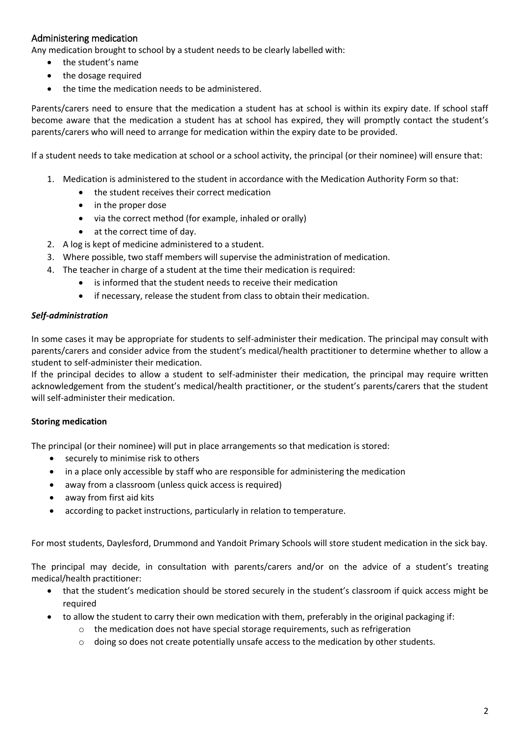## Administering medication

Any medication brought to school by a student needs to be clearly labelled with:

- the student's name
- the dosage required
- the time the medication needs to be administered.

Parents/carers need to ensure that the medication a student has at school is within its expiry date. If school staff become aware that the medication a student has at school has expired, they will promptly contact the student's parents/carers who will need to arrange for medication within the expiry date to be provided.

If a student needs to take medication at school or a school activity, the principal (or their nominee) will ensure that:

1. Medication is administered to the student in accordance with the Medication Authority Form so that:
    - the student receives their correct medication
    - in the proper dose
    - via the correct method (for example, inhaled or orally)
    - at the correct time of day.
2. A log is kept of medicine administered to a student.
3. Where possible, two staff members will supervise the administration of medication.
4. The teacher in charge of a student at the time their medication is required:
    - is informed that the student needs to receive their medication
    - if necessary, release the student from class to obtain their medication.

### *Self-administration*

In some cases it may be appropriate for students to self-administer their medication. The principal may consult with parents/carers and consider advice from the student's medical/health practitioner to determine whether to allow a student to self-administer their medication.

If the principal decides to allow a student to self-administer their medication, the principal may require written acknowledgement from the student's medical/health practitioner, or the student's parents/carers that the student will self-administer their medication.

### Storing medication

The principal (or their nominee) will put in place arrangements so that medication is stored:

- securely to minimise risk to others
- in a place only accessible by staff who are responsible for administering the medication
- away from a classroom (unless quick access is required)
- away from first aid kits
- according to packet instructions, particularly in relation to temperature.

For most students, Daylesford, Drummond and Yandoit Primary Schools will store student medication in the sick bay.

The principal may decide, in consultation with parents/carers and/or on the advice of a student's treating medical/health practitioner:

- that the student's medication should be stored securely in the student's classroom if quick access might be required
- to allow the student to carry their own medication with them, preferably in the original packaging if:
    - the medication does not have special storage requirements, such as refrigeration
    - doing so does not create potentially unsafe access to the medication by other students.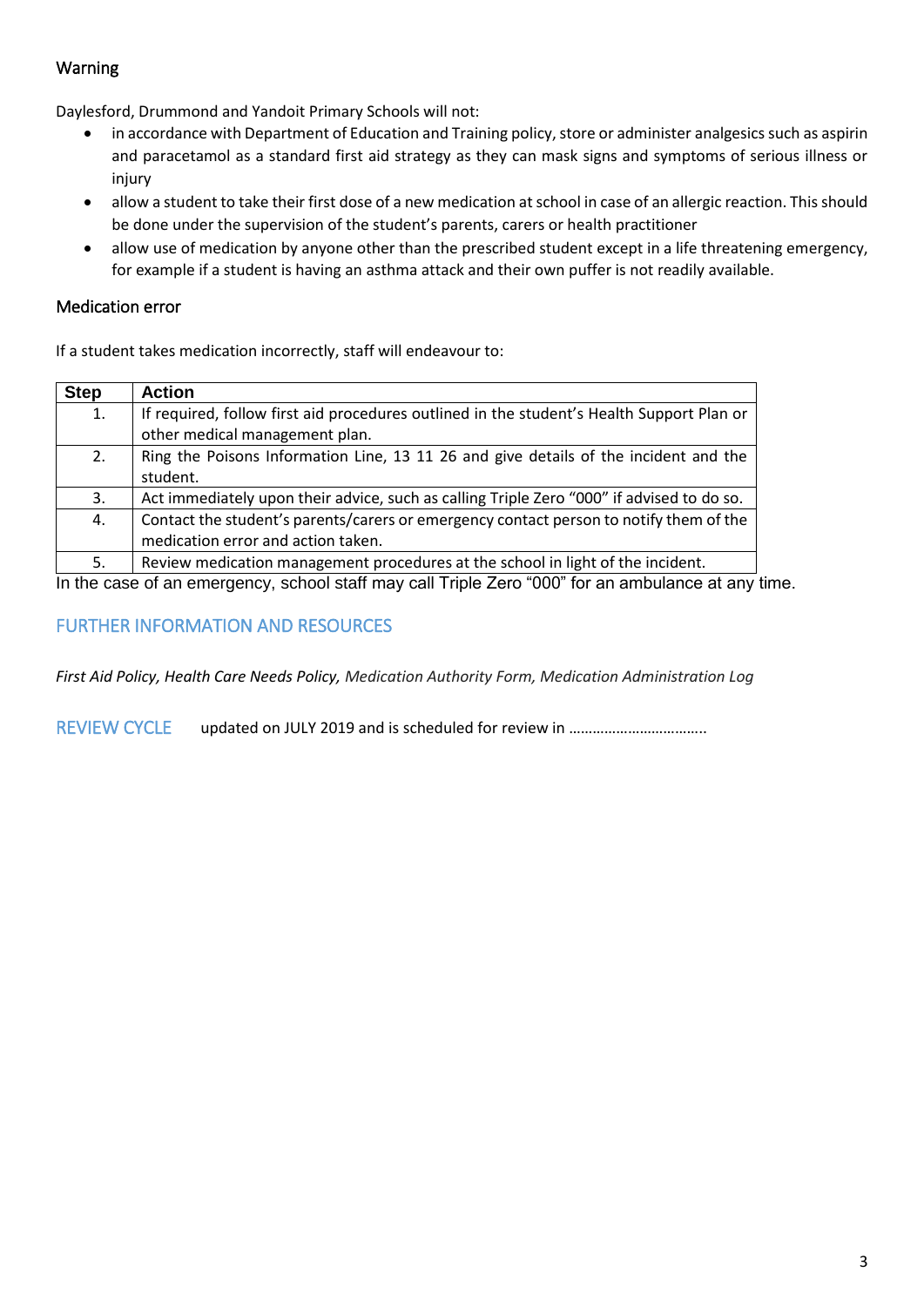### Warning

Daylesford, Drummond and Yandoit Primary Schools will not:

- in accordance with Department of Education and Training policy, store or administer analgesics such as aspirin and paracetamol as a standard first aid strategy as they can mask signs and symptoms of serious illness or injury
- allow a student to take their first dose of a new medication at school in case of an allergic reaction. This should be done under the supervision of the student's parents, carers or health practitioner
- allow use of medication by anyone other than the prescribed student except in a life threatening emergency, for example if a student is having an asthma attack and their own puffer is not readily available.

### Medication error

If a student takes medication incorrectly, staff will endeavour to:

| Step | Action |
|---|---|
| 1. | If required, follow first aid procedures outlined in the student's Health Support Plan or other medical management plan. |
| 2. | Ring the Poisons Information Line, 13 11 26 and give details of the incident and the student. |
| 3. | Act immediately upon their advice, such as calling Triple Zero "000" if advised to do so. |
| 4. | Contact the student's parents/carers or emergency contact person to notify them of the medication error and action taken. |
| 5. | Review medication management procedures at the school in light of the incident. |

In the case of an emergency, school staff may call Triple Zero "000" for an ambulance at any time.

## FURTHER INFORMATION AND RESOURCES

*First Aid Policy, Health Care Needs Policy, Medication Authority Form, Medication Administration Log*

## REVIEW CYCLE

updated on JULY 2019 and is scheduled for review in ……………………………..